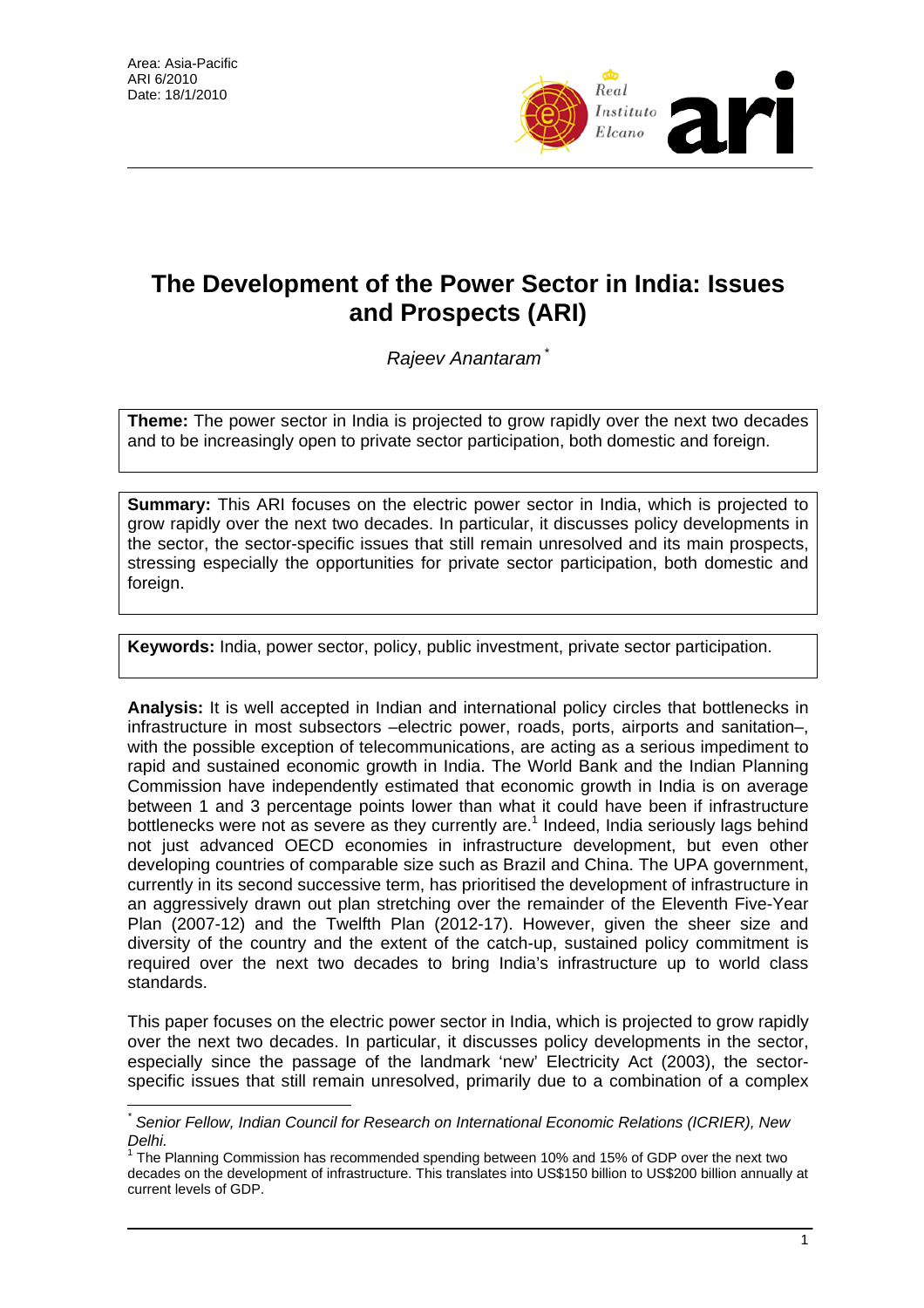Area: Asia-Pacific
ARI 6/2010
Date: 18/1/2010

# The Development of the Power Sector in India: Issues and Prospects (ARI)

*Rajeev Anantaram* [*]

**Theme:** The power sector in India is projected to grow rapidly over the next two decades and to be increasingly open to private sector participation, both domestic and foreign.

**Summary:** This ARI focuses on the electric power sector in India, which is projected to grow rapidly over the next two decades. In particular, it discusses policy developments in the sector, the sector-specific issues that still remain unresolved and its main prospects, stressing especially the opportunities for private sector participation, both domestic and foreign.

**Keywords:** India, power sector, policy, public investment, private sector participation.

**Analysis:** It is well accepted in Indian and international policy circles that bottlenecks in infrastructure in most subsectors –electric power, roads, ports, airports and sanitation–, with the possible exception of telecommunications, are acting as a serious impediment to rapid and sustained economic growth in India. The World Bank and the Indian Planning Commission have independently estimated that economic growth in India is on average between 1 and 3 percentage points lower than what it could have been if infrastructure bottlenecks were not as severe as they currently are.[1] Indeed, India seriously lags behind not just advanced OECD economies in infrastructure development, but even other developing countries of comparable size such as Brazil and China. The UPA government, currently in its second successive term, has prioritised the development of infrastructure in an aggressively drawn out plan stretching over the remainder of the Eleventh Five-Year Plan (2007-12) and the Twelfth Plan (2012-17). However, given the sheer size and diversity of the country and the extent of the catch-up, sustained policy commitment is required over the next two decades to bring India's infrastructure up to world class standards.

This paper focuses on the electric power sector in India, which is projected to grow rapidly over the next two decades. In particular, it discusses policy developments in the sector, especially since the passage of the landmark 'new' Electricity Act (2003), the sector-specific issues that still remain unresolved, primarily due to a combination of a complex

---

[*] *Senior Fellow, Indian Council for Research on International Economic Relations (ICRIER), New Delhi.*

[1] The Planning Commission has recommended spending between 10% and 15% of GDP over the next two decades on the development of infrastructure. This translates into US$150 billion to US$200 billion annually at current levels of GDP.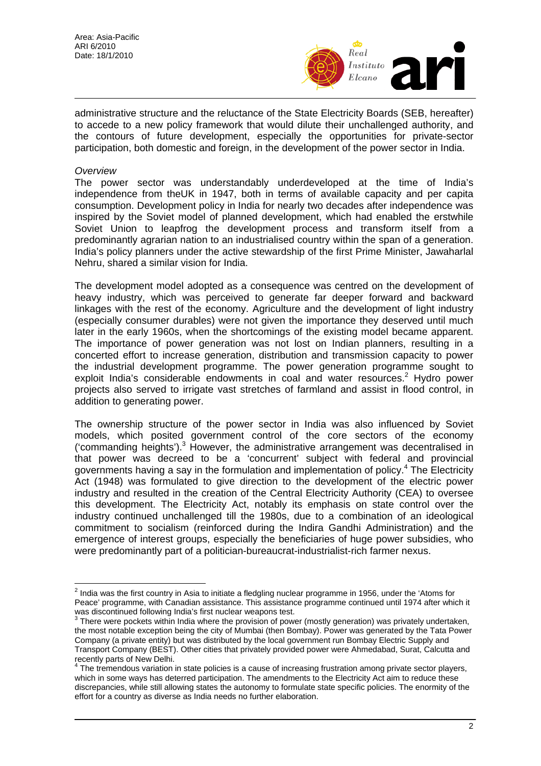administrative structure and the reluctance of the State Electricity Boards (SEB, hereafter) to accede to a new policy framework that would dilute their unchallenged authority, and the contours of future development, especially the opportunities for private-sector participation, both domestic and foreign, in the development of the power sector in India.

*Overview*

The power sector was understandably underdeveloped at the time of India's independence from theUK in 1947, both in terms of available capacity and per capita consumption. Development policy in India for nearly two decades after independence was inspired by the Soviet model of planned development, which had enabled the erstwhile Soviet Union to leapfrog the development process and transform itself from a predominantly agrarian nation to an industrialised country within the span of a generation. India's policy planners under the active stewardship of the first Prime Minister, Jawaharlal Nehru, shared a similar vision for India.

The development model adopted as a consequence was centred on the development of heavy industry, which was perceived to generate far deeper forward and backward linkages with the rest of the economy. Agriculture and the development of light industry (especially consumer durables) were not given the importance they deserved until much later in the early 1960s, when the shortcomings of the existing model became apparent. The importance of power generation was not lost on Indian planners, resulting in a concerted effort to increase generation, distribution and transmission capacity to power the industrial development programme. The power generation programme sought to exploit India's considerable endowments in coal and water resources.[2] Hydro power projects also served to irrigate vast stretches of farmland and assist in flood control, in addition to generating power.

The ownership structure of the power sector in India was also influenced by Soviet models, which posited government control of the core sectors of the economy ('commanding heights').[3] However, the administrative arrangement was decentralised in that power was decreed to be a 'concurrent' subject with federal and provincial governments having a say in the formulation and implementation of policy.[4] The Electricity Act (1948) was formulated to give direction to the development of the electric power industry and resulted in the creation of the Central Electricity Authority (CEA) to oversee this development. The Electricity Act, notably its emphasis on state control over the industry continued unchallenged till the 1980s, due to a combination of an ideological commitment to socialism (reinforced during the Indira Gandhi Administration) and the emergence of interest groups, especially the beneficiaries of huge power subsidies, who were predominantly part of a politician-bureaucrat-industrialist-rich farmer nexus.

---

[2] India was the first country in Asia to initiate a fledgling nuclear programme in 1956, under the 'Atoms for Peace' programme, with Canadian assistance. This assistance programme continued until 1974 after which it was discontinued following India's first nuclear weapons test.

[3] There were pockets within India where the provision of power (mostly generation) was privately undertaken, the most notable exception being the city of Mumbai (then Bombay). Power was generated by the Tata Power Company (a private entity) but was distributed by the local government run Bombay Electric Supply and Transport Company (BEST). Other cities that privately provided power were Ahmedabad, Surat, Calcutta and recently parts of New Delhi.

[4] The tremendous variation in state policies is a cause of increasing frustration among private sector players, which in some ways has deterred participation. The amendments to the Electricity Act aim to reduce these discrepancies, while still allowing states the autonomy to formulate state specific policies. The enormity of the effort for a country as diverse as India needs no further elaboration.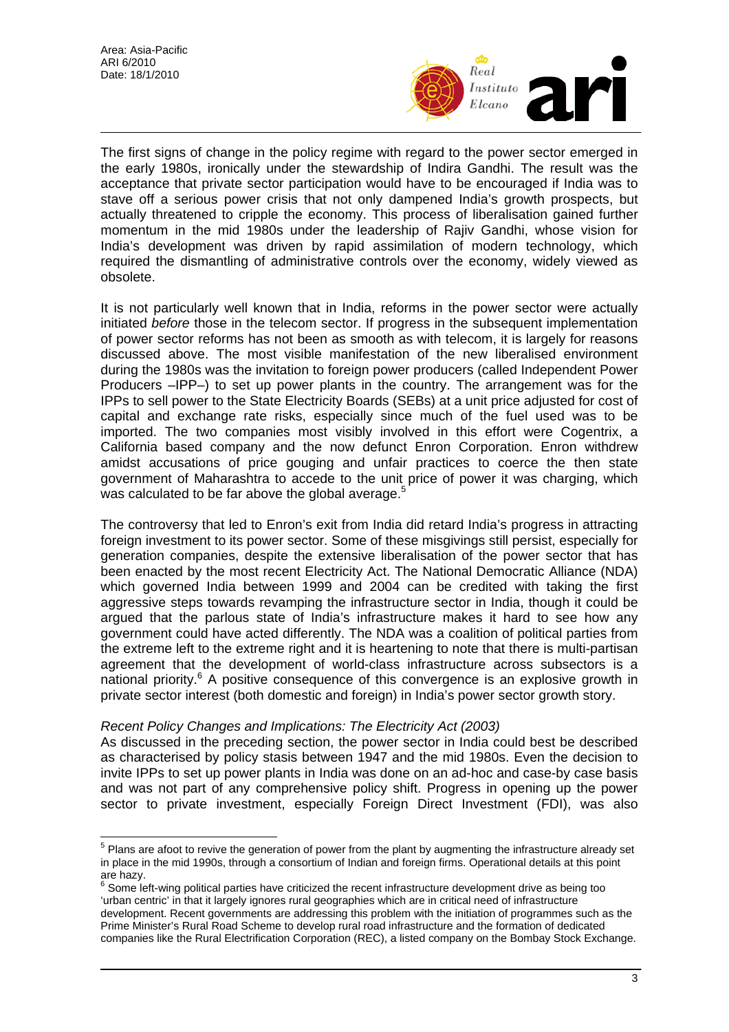The first signs of change in the policy regime with regard to the power sector emerged in the early 1980s, ironically under the stewardship of Indira Gandhi. The result was the acceptance that private sector participation would have to be encouraged if India was to stave off a serious power crisis that not only dampened India's growth prospects, but actually threatened to cripple the economy. This process of liberalisation gained further momentum in the mid 1980s under the leadership of Rajiv Gandhi, whose vision for India's development was driven by rapid assimilation of modern technology, which required the dismantling of administrative controls over the economy, widely viewed as obsolete.

It is not particularly well known that in India, reforms in the power sector were actually initiated *before* those in the telecom sector. If progress in the subsequent implementation of power sector reforms has not been as smooth as with telecom, it is largely for reasons discussed above. The most visible manifestation of the new liberalised environment during the 1980s was the invitation to foreign power producers (called Independent Power Producers –IPP–) to set up power plants in the country. The arrangement was for the IPPs to sell power to the State Electricity Boards (SEBs) at a unit price adjusted for cost of capital and exchange rate risks, especially since much of the fuel used was to be imported. The two companies most visibly involved in this effort were Cogentrix, a California based company and the now defunct Enron Corporation. Enron withdrew amidst accusations of price gouging and unfair practices to coerce the then state government of Maharashtra to accede to the unit price of power it was charging, which was calculated to be far above the global average.[5]

The controversy that led to Enron's exit from India did retard India's progress in attracting foreign investment to its power sector. Some of these misgivings still persist, especially for generation companies, despite the extensive liberalisation of the power sector that has been enacted by the most recent Electricity Act. The National Democratic Alliance (NDA) which governed India between 1999 and 2004 can be credited with taking the first aggressive steps towards revamping the infrastructure sector in India, though it could be argued that the parlous state of India's infrastructure makes it hard to see how any government could have acted differently. The NDA was a coalition of political parties from the extreme left to the extreme right and it is heartening to note that there is multi-partisan agreement that the development of world-class infrastructure across subsectors is a national priority.[6] A positive consequence of this convergence is an explosive growth in private sector interest (both domestic and foreign) in India's power sector growth story.

*Recent Policy Changes and Implications: The Electricity Act (2003)*

As discussed in the preceding section, the power sector in India could best be described as characterised by policy stasis between 1947 and the mid 1980s. Even the decision to invite IPPs to set up power plants in India was done on an ad-hoc and case-by case basis and was not part of any comprehensive policy shift. Progress in opening up the power sector to private investment, especially Foreign Direct Investment (FDI), was also

---

[5] Plans are afoot to revive the generation of power from the plant by augmenting the infrastructure already set in place in the mid 1990s, through a consortium of Indian and foreign firms. Operational details at this point are hazy.

[6] Some left-wing political parties have criticized the recent infrastructure development drive as being too 'urban centric' in that it largely ignores rural geographies which are in critical need of infrastructure development. Recent governments are addressing this problem with the initiation of programmes such as the Prime Minister's Rural Road Scheme to develop rural road infrastructure and the formation of dedicated companies like the Rural Electrification Corporation (REC), a listed company on the Bombay Stock Exchange.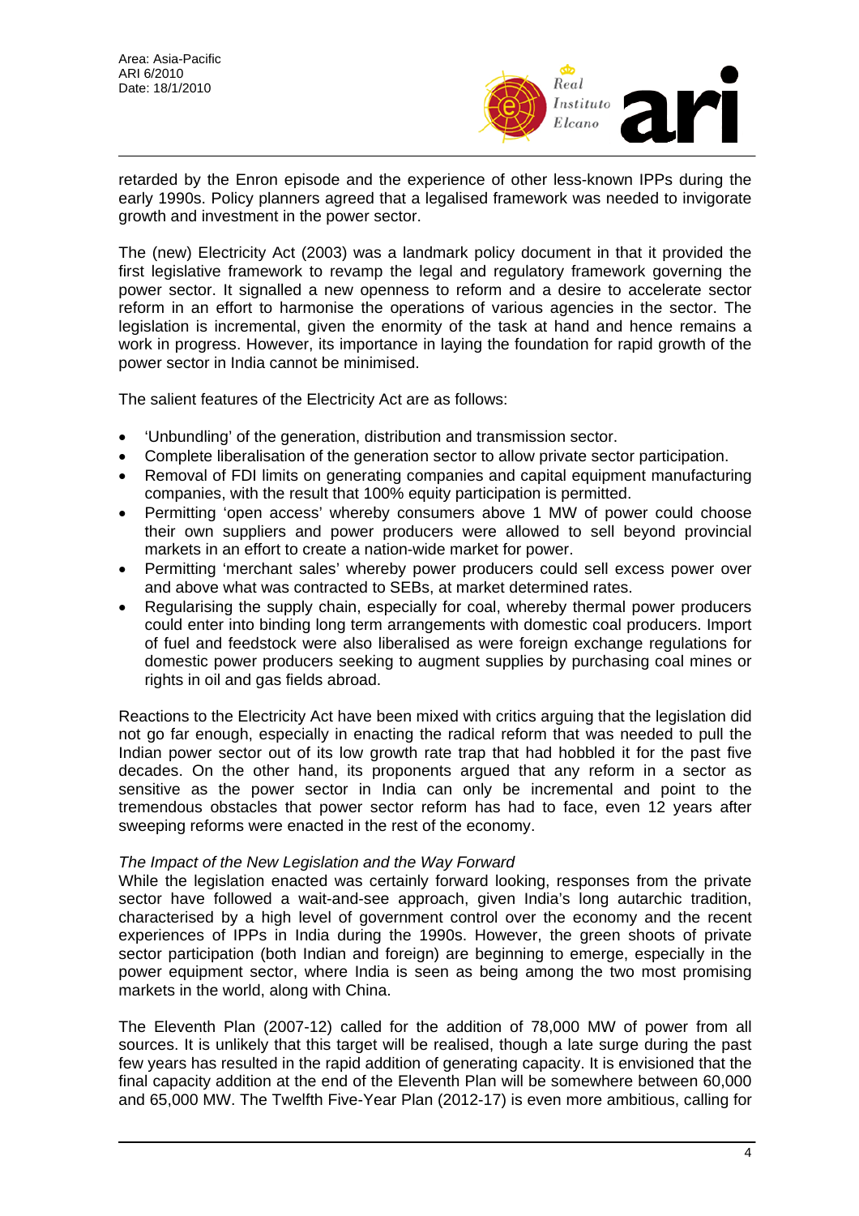retarded by the Enron episode and the experience of other less-known IPPs during the early 1990s. Policy planners agreed that a legalised framework was needed to invigorate growth and investment in the power sector.

The (new) Electricity Act (2003) was a landmark policy document in that it provided the first legislative framework to revamp the legal and regulatory framework governing the power sector. It signalled a new openness to reform and a desire to accelerate sector reform in an effort to harmonise the operations of various agencies in the sector. The legislation is incremental, given the enormity of the task at hand and hence remains a work in progress. However, its importance in laying the foundation for rapid growth of the power sector in India cannot be minimised.

The salient features of the Electricity Act are as follows:

- 'Unbundling' of the generation, distribution and transmission sector.
- Complete liberalisation of the generation sector to allow private sector participation.
- Removal of FDI limits on generating companies and capital equipment manufacturing companies, with the result that 100% equity participation is permitted.
- Permitting 'open access' whereby consumers above 1 MW of power could choose their own suppliers and power producers were allowed to sell beyond provincial markets in an effort to create a nation-wide market for power.
- Permitting 'merchant sales' whereby power producers could sell excess power over and above what was contracted to SEBs, at market determined rates.
- Regularising the supply chain, especially for coal, whereby thermal power producers could enter into binding long term arrangements with domestic coal producers. Import of fuel and feedstock were also liberalised as were foreign exchange regulations for domestic power producers seeking to augment supplies by purchasing coal mines or rights in oil and gas fields abroad.

Reactions to the Electricity Act have been mixed with critics arguing that the legislation did not go far enough, especially in enacting the radical reform that was needed to pull the Indian power sector out of its low growth rate trap that had hobbled it for the past five decades. On the other hand, its proponents argued that any reform in a sector as sensitive as the power sector in India can only be incremental and point to the tremendous obstacles that power sector reform has had to face, even 12 years after sweeping reforms were enacted in the rest of the economy.

*The Impact of the New Legislation and the Way Forward*

While the legislation enacted was certainly forward looking, responses from the private sector have followed a wait-and-see approach, given India's long autarchic tradition, characterised by a high level of government control over the economy and the recent experiences of IPPs in India during the 1990s. However, the green shoots of private sector participation (both Indian and foreign) are beginning to emerge, especially in the power equipment sector, where India is seen as being among the two most promising markets in the world, along with China.

The Eleventh Plan (2007-12) called for the addition of 78,000 MW of power from all sources. It is unlikely that this target will be realised, though a late surge during the past few years has resulted in the rapid addition of generating capacity. It is envisioned that the final capacity addition at the end of the Eleventh Plan will be somewhere between 60,000 and 65,000 MW. The Twelfth Five-Year Plan (2012-17) is even more ambitious, calling for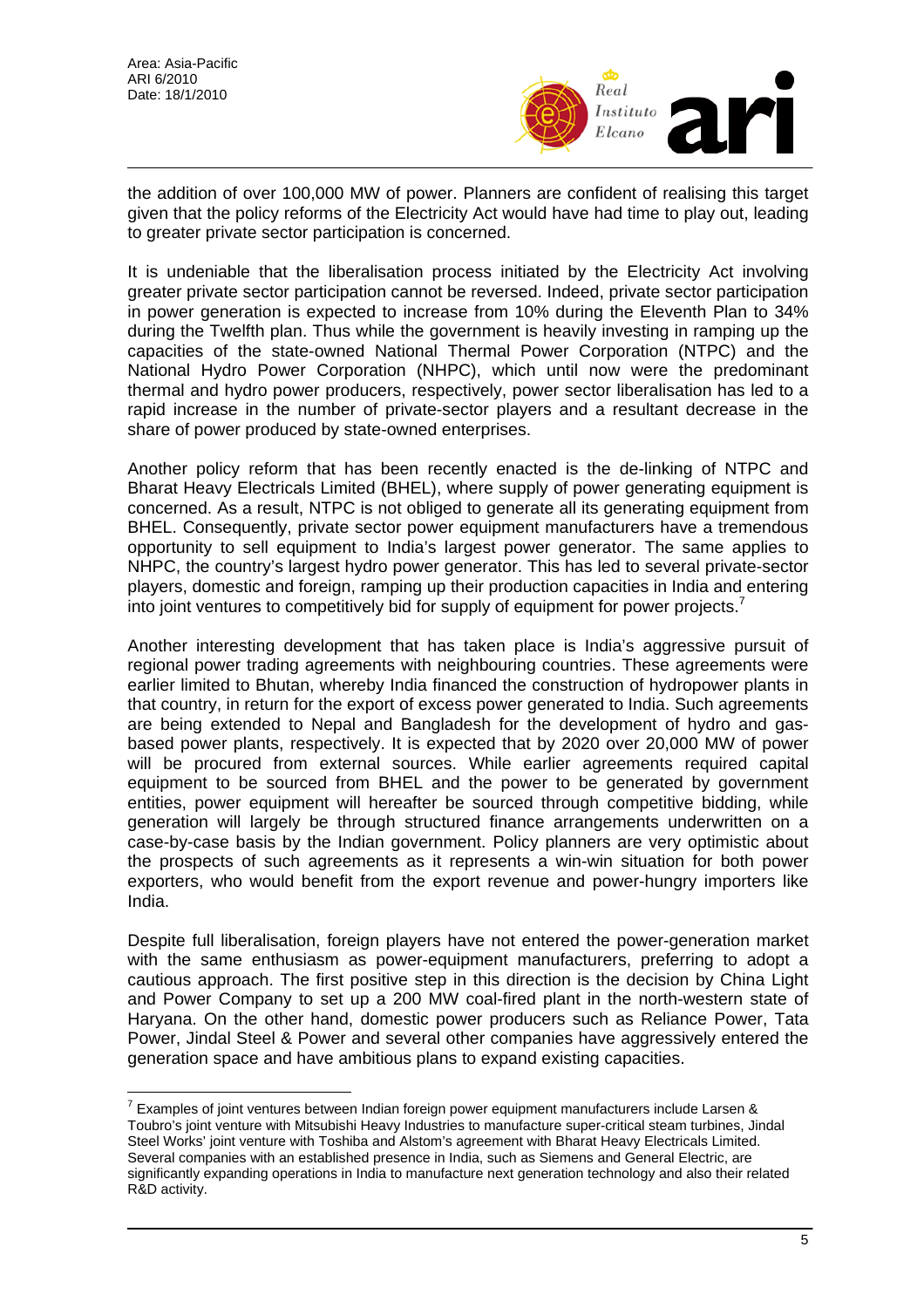the addition of over 100,000 MW of power. Planners are confident of realising this target given that the policy reforms of the Electricity Act would have had time to play out, leading to greater private sector participation is concerned.

It is undeniable that the liberalisation process initiated by the Electricity Act involving greater private sector participation cannot be reversed. Indeed, private sector participation in power generation is expected to increase from 10% during the Eleventh Plan to 34% during the Twelfth plan. Thus while the government is heavily investing in ramping up the capacities of the state-owned National Thermal Power Corporation (NTPC) and the National Hydro Power Corporation (NHPC), which until now were the predominant thermal and hydro power producers, respectively, power sector liberalisation has led to a rapid increase in the number of private-sector players and a resultant decrease in the share of power produced by state-owned enterprises.

Another policy reform that has been recently enacted is the de-linking of NTPC and Bharat Heavy Electricals Limited (BHEL), where supply of power generating equipment is concerned. As a result, NTPC is not obliged to generate all its generating equipment from BHEL. Consequently, private sector power equipment manufacturers have a tremendous opportunity to sell equipment to India's largest power generator. The same applies to NHPC, the country's largest hydro power generator. This has led to several private-sector players, domestic and foreign, ramping up their production capacities in India and entering into joint ventures to competitively bid for supply of equipment for power projects.[7]

Another interesting development that has taken place is India's aggressive pursuit of regional power trading agreements with neighbouring countries. These agreements were earlier limited to Bhutan, whereby India financed the construction of hydropower plants in that country, in return for the export of excess power generated to India. Such agreements are being extended to Nepal and Bangladesh for the development of hydro and gas-based power plants, respectively. It is expected that by 2020 over 20,000 MW of power will be procured from external sources. While earlier agreements required capital equipment to be sourced from BHEL and the power to be generated by government entities, power equipment will hereafter be sourced through competitive bidding, while generation will largely be through structured finance arrangements underwritten on a case-by-case basis by the Indian government. Policy planners are very optimistic about the prospects of such agreements as it represents a win-win situation for both power exporters, who would benefit from the export revenue and power-hungry importers like India.

Despite full liberalisation, foreign players have not entered the power-generation market with the same enthusiasm as power-equipment manufacturers, preferring to adopt a cautious approach. The first positive step in this direction is the decision by China Light and Power Company to set up a 200 MW coal-fired plant in the north-western state of Haryana. On the other hand, domestic power producers such as Reliance Power, Tata Power, Jindal Steel & Power and several other companies have aggressively entered the generation space and have ambitious plans to expand existing capacities.

[7] Examples of joint ventures between Indian foreign power equipment manufacturers include Larsen & Toubro's joint venture with Mitsubishi Heavy Industries to manufacture super-critical steam turbines, Jindal Steel Works' joint venture with Toshiba and Alstom's agreement with Bharat Heavy Electricals Limited. Several companies with an established presence in India, such as Siemens and General Electric, are significantly expanding operations in India to manufacture next generation technology and also their related R&D activity.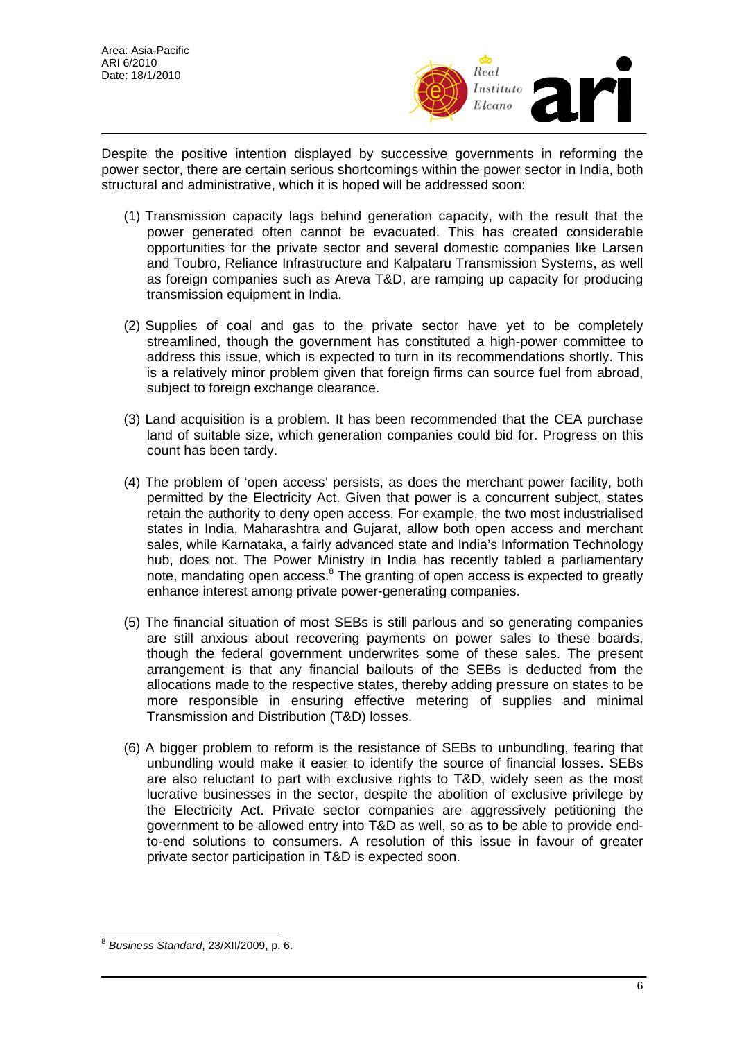Despite the positive intention displayed by successive governments in reforming the power sector, there are certain serious shortcomings within the power sector in India, both structural and administrative, which it is hoped will be addressed soon:

(1) Transmission capacity lags behind generation capacity, with the result that the power generated often cannot be evacuated. This has created considerable opportunities for the private sector and several domestic companies like Larsen and Toubro, Reliance Infrastructure and Kalpataru Transmission Systems, as well as foreign companies such as Areva T&D, are ramping up capacity for producing transmission equipment in India.

(2) Supplies of coal and gas to the private sector have yet to be completely streamlined, though the government has constituted a high-power committee to address this issue, which is expected to turn in its recommendations shortly. This is a relatively minor problem given that foreign firms can source fuel from abroad, subject to foreign exchange clearance.

(3) Land acquisition is a problem. It has been recommended that the CEA purchase land of suitable size, which generation companies could bid for. Progress on this count has been tardy.

(4) The problem of 'open access' persists, as does the merchant power facility, both permitted by the Electricity Act. Given that power is a concurrent subject, states retain the authority to deny open access. For example, the two most industrialised states in India, Maharashtra and Gujarat, allow both open access and merchant sales, while Karnataka, a fairly advanced state and India's Information Technology hub, does not. The Power Ministry in India has recently tabled a parliamentary note, mandating open access.[8] The granting of open access is expected to greatly enhance interest among private power-generating companies.

(5) The financial situation of most SEBs is still parlous and so generating companies are still anxious about recovering payments on power sales to these boards, though the federal government underwrites some of these sales. The present arrangement is that any financial bailouts of the SEBs is deducted from the allocations made to the respective states, thereby adding pressure on states to be more responsible in ensuring effective metering of supplies and minimal Transmission and Distribution (T&D) losses.

(6) A bigger problem to reform is the resistance of SEBs to unbundling, fearing that unbundling would make it easier to identify the source of financial losses. SEBs are also reluctant to part with exclusive rights to T&D, widely seen as the most lucrative businesses in the sector, despite the abolition of exclusive privilege by the Electricity Act. Private sector companies are aggressively petitioning the government to be allowed entry into T&D as well, so as to be able to provide end-to-end solutions to consumers. A resolution of this issue in favour of greater private sector participation in T&D is expected soon.

---

[8] *Business Standard*, 23/XII/2009, p. 6.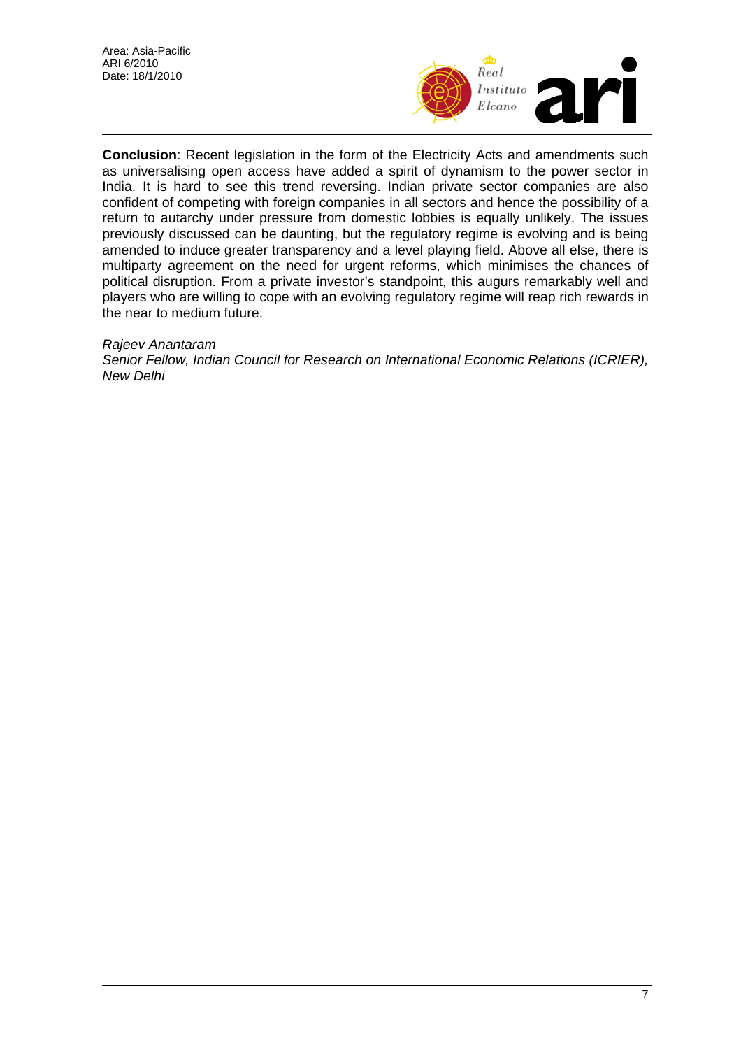**Conclusion**: Recent legislation in the form of the Electricity Acts and amendments such as universalising open access have added a spirit of dynamism to the power sector in India. It is hard to see this trend reversing. Indian private sector companies are also confident of competing with foreign companies in all sectors and hence the possibility of a return to autarchy under pressure from domestic lobbies is equally unlikely. The issues previously discussed can be daunting, but the regulatory regime is evolving and is being amended to induce greater transparency and a level playing field. Above all else, there is multiparty agreement on the need for urgent reforms, which minimises the chances of political disruption. From a private investor's standpoint, this augurs remarkably well and players who are willing to cope with an evolving regulatory regime will reap rich rewards in the near to medium future.

*Rajeev Anantaram*
*Senior Fellow, Indian Council for Research on International Economic Relations (ICRIER), New Delhi*